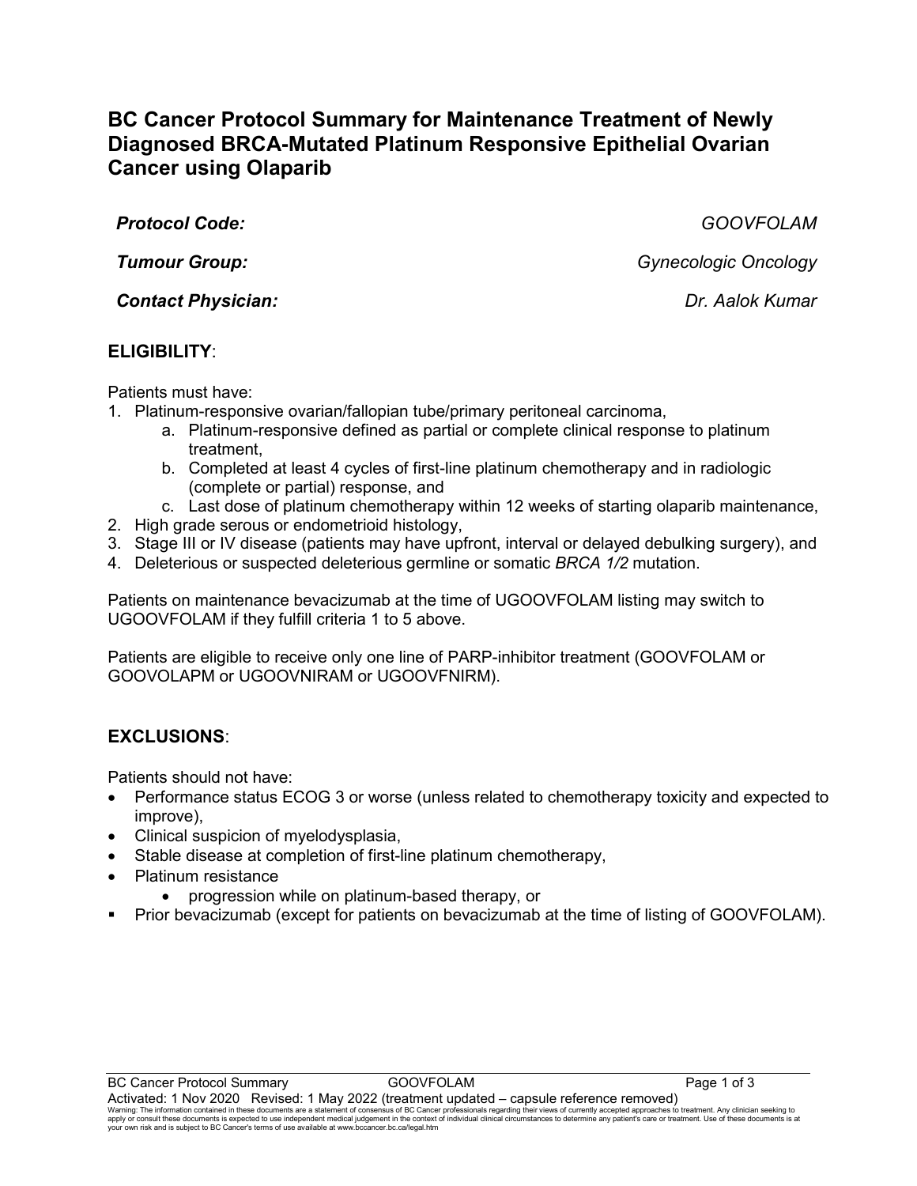# BC Cancer Protocol Summary for Maintenance Treatment of Newly Diagnosed BRCA-Mutated Platinum Responsive Epithelial Ovarian Cancer using Olaparib

| | |
|---|---|
| ***Protocol Code:*** | *GOOVFOLAM* |
| ***Tumour Group:*** | *Gynecologic Oncology* |
| ***Contact Physician:*** | *Dr. Aalok Kumar* |

## ELIGIBILITY:

Patients must have:

1. Platinum-responsive ovarian/fallopian tube/primary peritoneal carcinoma,
    a. Platinum-responsive defined as partial or complete clinical response to platinum treatment,
    b. Completed at least 4 cycles of first-line platinum chemotherapy and in radiologic (complete or partial) response, and
    c. Last dose of platinum chemotherapy within 12 weeks of starting olaparib maintenance,
2. High grade serous or endometrioid histology,
3. Stage III or IV disease (patients may have upfront, interval or delayed debulking surgery), and
4. Deleterious or suspected deleterious germline or somatic *BRCA 1/2* mutation.

Patients on maintenance bevacizumab at the time of UGOOVFOLAM listing may switch to UGOOVFOLAM if they fulfill criteria 1 to 5 above.

Patients are eligible to receive only one line of PARP-inhibitor treatment (GOOVFOLAM or GOOVOLAPM or UGOOVNIRAM or UGOOVFNIRM).

## EXCLUSIONS:

Patients should not have:

- Performance status ECOG 3 or worse (unless related to chemotherapy toxicity and expected to improve),
- Clinical suspicion of myelodysplasia,
- Stable disease at completion of first-line platinum chemotherapy,
- Platinum resistance
    - progression while on platinum-based therapy, or
- Prior bevacizumab (except for patients on bevacizumab at the time of listing of GOOVFOLAM).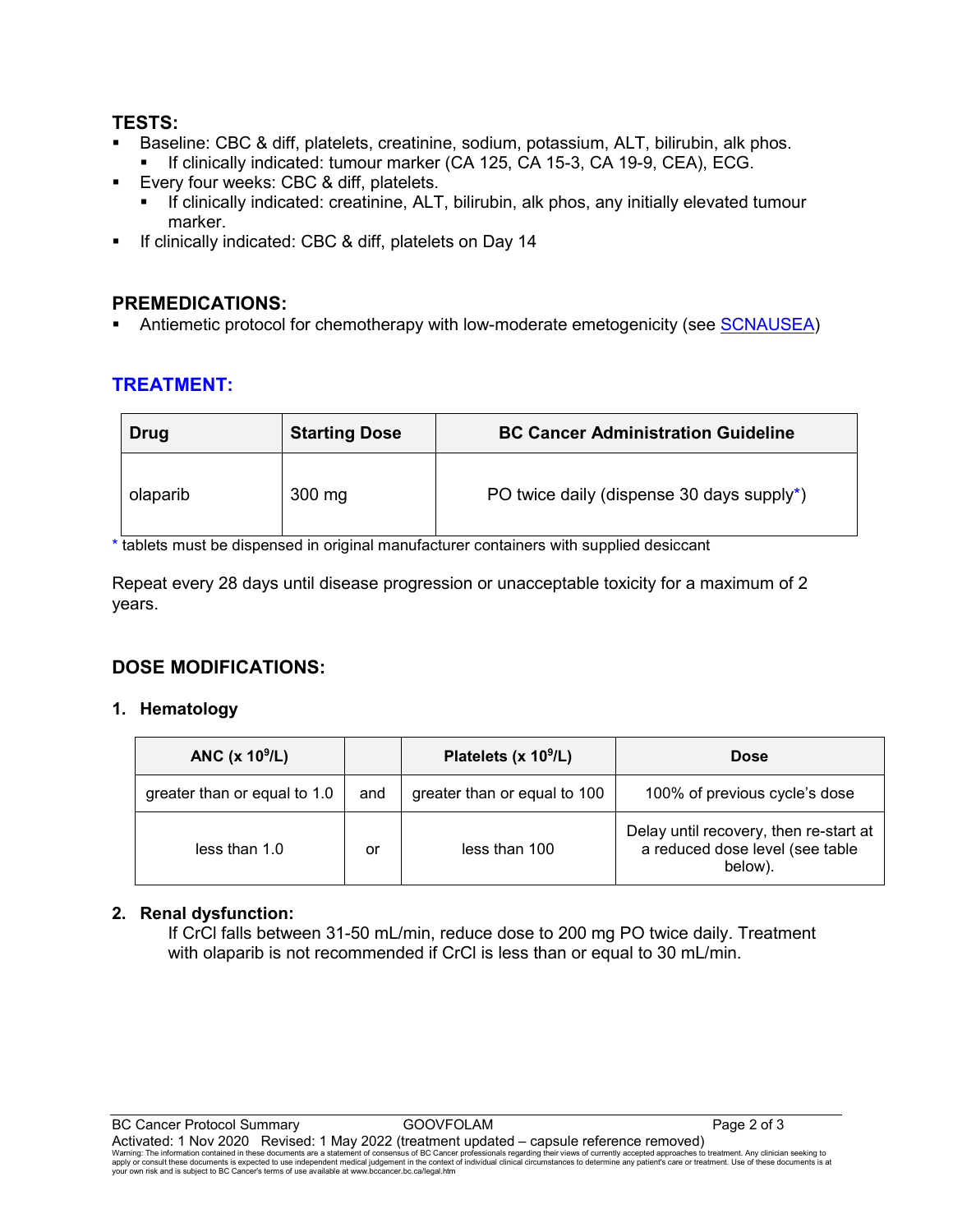## TESTS:

- Baseline: CBC & diff, platelets, creatinine, sodium, potassium, ALT, bilirubin, alk phos.
  - If clinically indicated: tumour marker (CA 125, CA 15-3, CA 19-9, CEA), ECG.
- Every four weeks: CBC & diff, platelets.
  - If clinically indicated: creatinine, ALT, bilirubin, alk phos, any initially elevated tumour marker.
- If clinically indicated: CBC & diff, platelets on Day 14

## PREMEDICATIONS:

- Antiemetic protocol for chemotherapy with low-moderate emetogenicity (see SCNAUSEA)

## TREATMENT:

| Drug | Starting Dose | BC Cancer Administration Guideline |
|---|---|---|
| olaparib | 300 mg | PO twice daily (dispense 30 days supply*) |

* tablets must be dispensed in original manufacturer containers with supplied desiccant

Repeat every 28 days until disease progression or unacceptable toxicity for a maximum of 2 years.

## DOSE MODIFICATIONS:

### 1. Hematology

| ANC ($x 10^9/L$) | | Platelets ($x 10^9/L$) | Dose |
|---|---|---|---|
| greater than or equal to 1.0 | and | greater than or equal to 100 | 100% of previous cycle's dose |
| less than 1.0 | or | less than 100 | Delay until recovery, then re-start at a reduced dose level (see table below). |

### 2. Renal dysfunction:

If CrCl falls between 31-50 mL/min, reduce dose to 200 mg PO twice daily. Treatment with olaparib is not recommended if CrCl is less than or equal to 30 mL/min.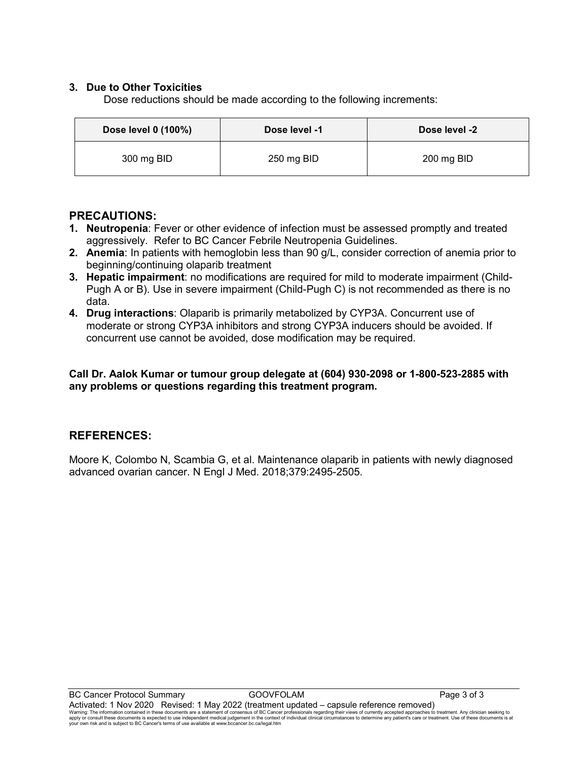**3. Due to Other Toxicities**

Dose reductions should be made according to the following increments:

| Dose level 0 (100%) | Dose level -1 | Dose level -2 |
|---|---|---|
| 300 mg BID | 250 mg BID | 200 mg BID |

## PRECAUTIONS:

1. **Neutropenia**: Fever or other evidence of infection must be assessed promptly and treated aggressively. Refer to BC Cancer Febrile Neutropenia Guidelines.
2. **Anemia**: In patients with hemoglobin less than 90 g/L, consider correction of anemia prior to beginning/continuing olaparib treatment
3. **Hepatic impairment**: no modifications are required for mild to moderate impairment (Child-Pugh A or B). Use in severe impairment (Child-Pugh C) is not recommended as there is no data.
4. **Drug interactions**: Olaparib is primarily metabolized by CYP3A. Concurrent use of moderate or strong CYP3A inhibitors and strong CYP3A inducers should be avoided. If concurrent use cannot be avoided, dose modification may be required.

**Call Dr. Aalok Kumar or tumour group delegate at (604) 930-2098 or 1-800-523-2885 with any problems or questions regarding this treatment program.**

## REFERENCES:

Moore K, Colombo N, Scambia G, et al. Maintenance olaparib in patients with newly diagnosed advanced ovarian cancer. N Engl J Med. 2018;379:2495-2505.